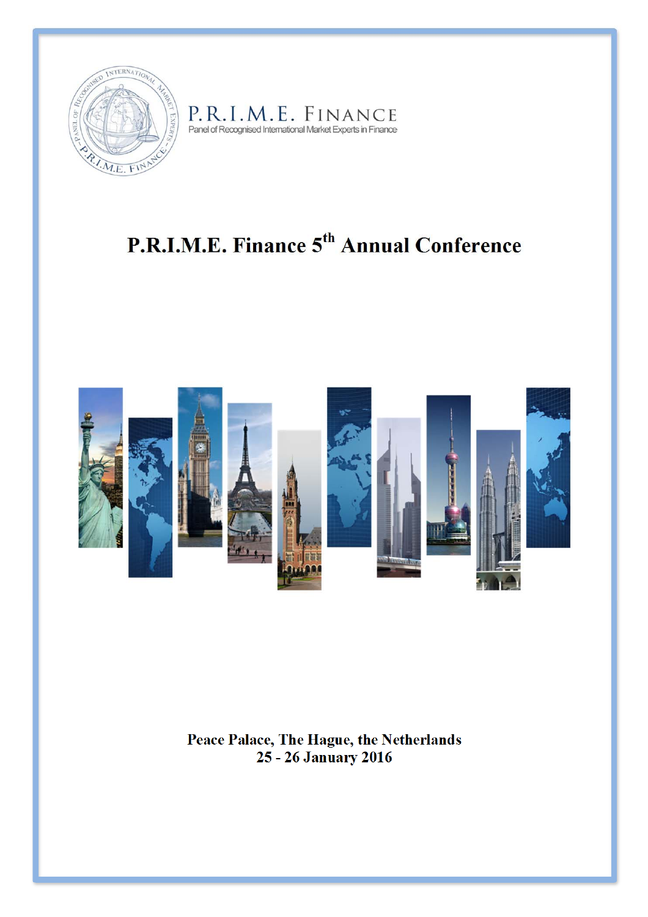P.R.I.M.E. FINANCE

Panel of Recognised International Market Experts in Finance

# P.R.I.M.E. Finance 5th Annual Conference

**Peace Palace, The Hague, the Netherlands**
**25 - 26 January 2016**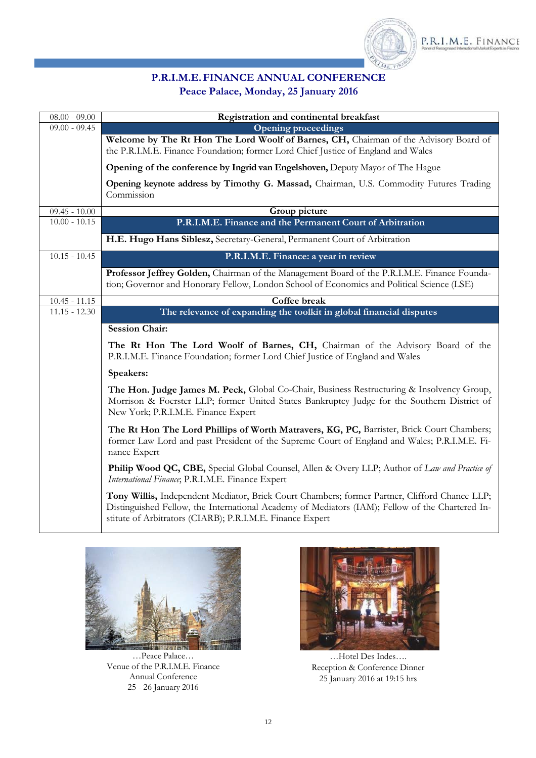## P.R.I.M.E. FINANCE ANNUAL CONFERENCE
## Peace Palace, Monday, 25 January 2016

| Time | Programme |
|---|---|
| 08.00 - 09.00 | **Registration and continental breakfast** |
| 09.00 - 09.45 | **Opening proceedings** |
| | **Welcome by The Rt Hon The Lord Woolf of Barnes, CH,** Chairman of the Advisory Board of the P.R.I.M.E. Finance Foundation; former Lord Chief Justice of England and Wales<br><br>**Opening of the conference by Ingrid van Engelshoven,** Deputy Mayor of The Hague<br><br>**Opening keynote address by Timothy G. Massad,** Chairman, U.S. Commodity Futures Trading Commission |
| 09.45 - 10.00 | **Group picture** |
| 10.00 - 10.15 | **P.R.I.M.E. Finance and the Permanent Court of Arbitration** |
| | **H.E. Hugo Hans Siblesz,** Secretary-General, Permanent Court of Arbitration |
| 10.15 - 10.45 | **P.R.I.M.E. Finance: a year in review** |
| | **Professor Jeffrey Golden,** Chairman of the Management Board of the P.R.I.M.E. Finance Foundation; Governor and Honorary Fellow, London School of Economics and Political Science (LSE) |
| 10.45 - 11.15 | **Coffee break** |
| 11.15 - 12.30 | **The relevance of expanding the toolkit in global financial disputes** |
| | **Session Chair:**<br><br>**The Rt Hon The Lord Woolf of Barnes, CH,** Chairman of the Advisory Board of the P.R.I.M.E. Finance Foundation; former Lord Chief Justice of England and Wales<br><br>**Speakers:**<br><br>**The Hon. Judge James M. Peck,** Global Co-Chair, Business Restructuring & Insolvency Group, Morrison & Foerster LLP; former United States Bankruptcy Judge for the Southern District of New York; P.R.I.M.E. Finance Expert<br><br>**The Rt Hon The Lord Phillips of Worth Matravers, KG, PC,** Barrister, Brick Court Chambers; former Law Lord and past President of the Supreme Court of England and Wales; P.R.I.M.E. Finance Expert<br><br>**Philip Wood QC, CBE,** Special Global Counsel, Allen & Overy LLP; Author of *Law and Practice of International Finance*; P.R.I.M.E. Finance Expert<br><br>**Tony Willis,** Independent Mediator, Brick Court Chambers; former Partner, Clifford Chance LLP; Distinguished Fellow, the International Academy of Mediators (IAM); Fellow of the Chartered Institute of Arbitrators (CIARB); P.R.I.M.E. Finance Expert |

…Peace Palace…
Venue of the P.R.I.M.E. Finance Annual Conference
25 - 26 January 2016

…Hotel Des Indes….
Reception & Conference Dinner
25 January 2016 at 19:15 hrs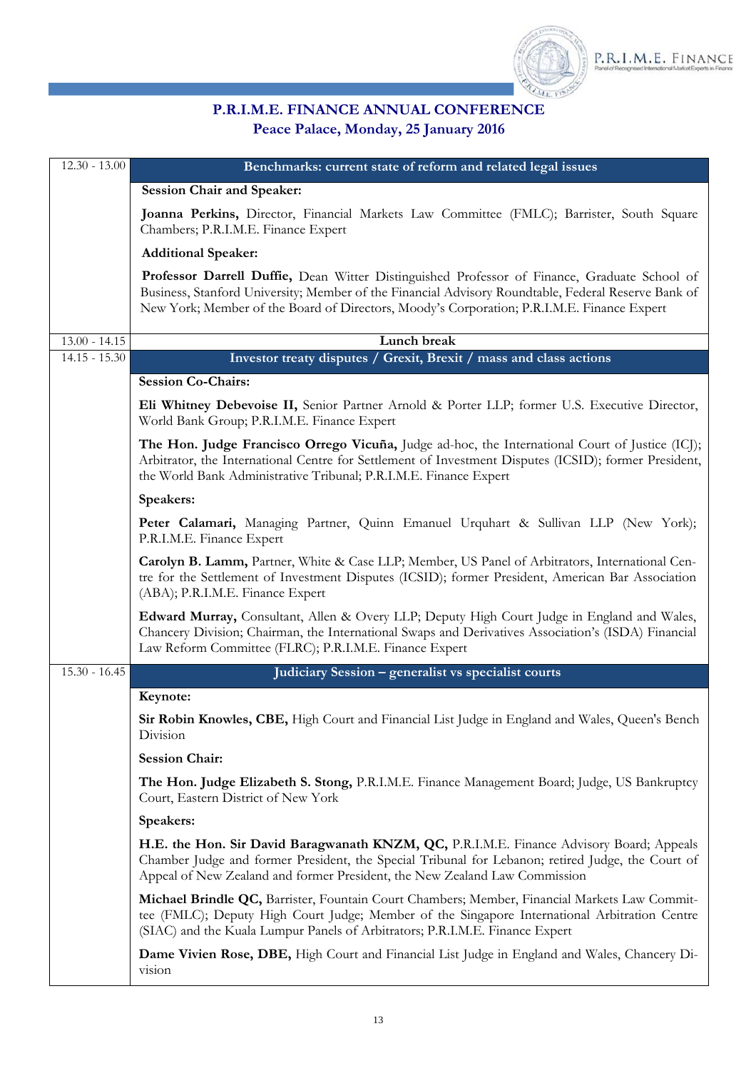## P.R.I.M.E. FINANCE ANNUAL CONFERENCE
### Peace Palace, Monday, 25 January 2016

| Time | Session |
|---|---|
| 12.30 - 13.00 | **Benchmarks: current state of reform and related legal issues** |
| | **Session Chair and Speaker:** |
| | **Joanna Perkins,** Director, Financial Markets Law Committee (FMLC); Barrister, South Square Chambers; P.R.I.M.E. Finance Expert |
| | **Additional Speaker:** |
| | **Professor Darrell Duffie,** Dean Witter Distinguished Professor of Finance, Graduate School of Business, Stanford University; Member of the Financial Advisory Roundtable, Federal Reserve Bank of New York; Member of the Board of Directors, Moody's Corporation; P.R.I.M.E. Finance Expert |
| 13.00 - 14.15 | **Lunch break** |
| 14.15 - 15.30 | **Investor treaty disputes / Grexit, Brexit / mass and class actions** |
| | **Session Co-Chairs:** |
| | **Eli Whitney Debevoise II,** Senior Partner Arnold & Porter LLP; former U.S. Executive Director, World Bank Group; P.R.I.M.E. Finance Expert |
| | **The Hon. Judge Francisco Orrego Vicuña,** Judge ad-hoc, the International Court of Justice (ICJ); Arbitrator, the International Centre for Settlement of Investment Disputes (ICSID); former President, the World Bank Administrative Tribunal; P.R.I.M.E. Finance Expert |
| | **Speakers:** |
| | **Peter Calamari,** Managing Partner, Quinn Emanuel Urquhart & Sullivan LLP (New York); P.R.I.M.E. Finance Expert |
| | **Carolyn B. Lamm,** Partner, White & Case LLP; Member, US Panel of Arbitrators, International Centre for the Settlement of Investment Disputes (ICSID); former President, American Bar Association (ABA); P.R.I.M.E. Finance Expert |
| | **Edward Murray,** Consultant, Allen & Overy LLP; Deputy High Court Judge in England and Wales, Chancery Division; Chairman, the International Swaps and Derivatives Association's (ISDA) Financial Law Reform Committee (FLRC); P.R.I.M.E. Finance Expert |
| 15.30 - 16.45 | **Judiciary Session – generalist vs specialist courts** |
| | **Keynote:** |
| | **Sir Robin Knowles, CBE,** High Court and Financial List Judge in England and Wales, Queen's Bench Division |
| | **Session Chair:** |
| | **The Hon. Judge Elizabeth S. Stong,** P.R.I.M.E. Finance Management Board; Judge, US Bankruptcy Court, Eastern District of New York |
| | **Speakers:** |
| | **H.E. the Hon. Sir David Baragwanath KNZM, QC,** P.R.I.M.E. Finance Advisory Board; Appeals Chamber Judge and former President, the Special Tribunal for Lebanon; retired Judge, the Court of Appeal of New Zealand and former President, the New Zealand Law Commission |
| | **Michael Brindle QC,** Barrister, Fountain Court Chambers; Member, Financial Markets Law Committee (FMLC); Deputy High Court Judge; Member of the Singapore International Arbitration Centre (SIAC) and the Kuala Lumpur Panels of Arbitrators; P.R.I.M.E. Finance Expert |
| | **Dame Vivien Rose, DBE,** High Court and Financial List Judge in England and Wales, Chancery Division |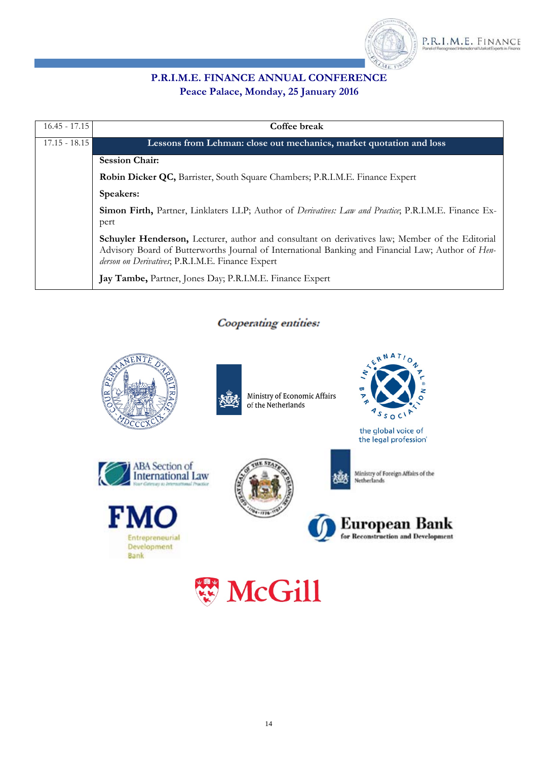**P.R.I.M.E. FINANCE ANNUAL CONFERENCE**
**Peace Palace, Monday, 25 January 2016**

| | |
|---|---|
| 16.45 - 17.15 | **Coffee break** |
| 17.15 - 18.15 | **Lessons from Lehman: close out mechanics, market quotation and loss** |
| | **Session Chair:** |
| | **Robin Dicker QC,** Barrister, South Square Chambers; P.R.I.M.E. Finance Expert |
| | **Speakers:** |
| | **Simon Firth,** Partner, Linklaters LLP; Author of *Derivatives: Law and Practice*; P.R.I.M.E. Finance Expert |
| | **Schuyler Henderson,** Lecturer, author and consultant on derivatives law; Member of the Editorial Advisory Board of Butterworths Journal of International Banking and Financial Law; Author of *Henderson on Derivatives*; P.R.I.M.E. Finance Expert |
| | **Jay Tambe,** Partner, Jones Day; P.R.I.M.E. Finance Expert |

***Cooperating entities:***

Ministry of Economic Affairs of the Netherlands

International Bar Association – the global voice of the legal profession

ABA Section of International Law

Ministry of Foreign Affairs of the Netherlands

FMO Entrepreneurial Development Bank

European Bank for Reconstruction and Development

McGill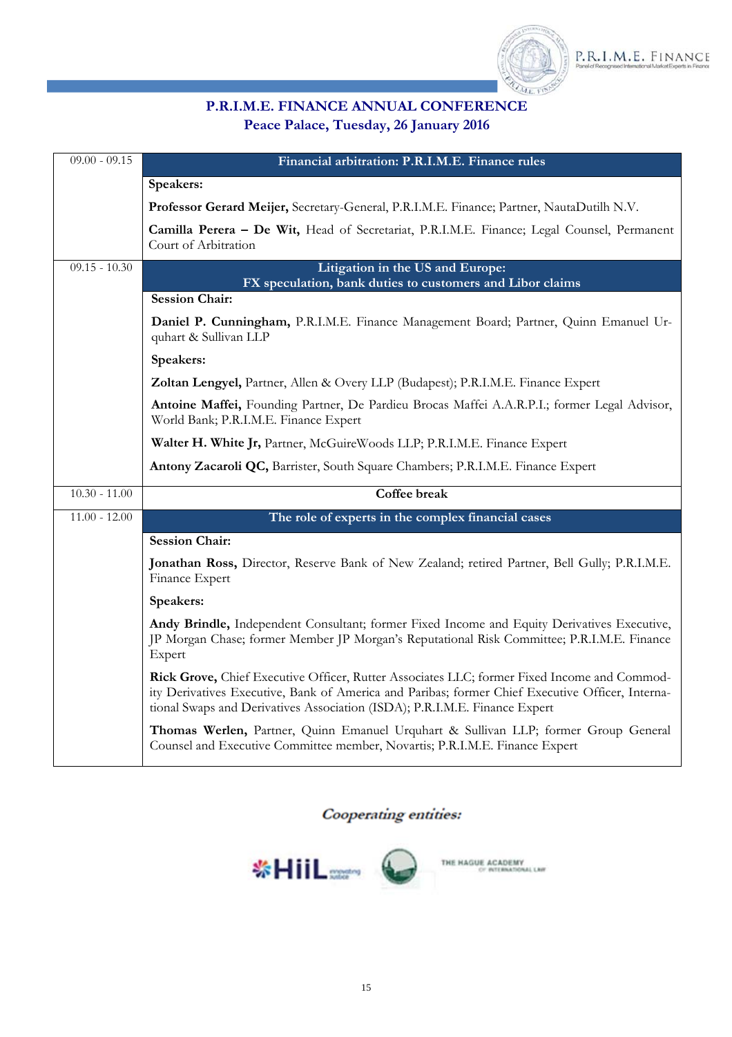## P.R.I.M.E. FINANCE ANNUAL CONFERENCE
### Peace Palace, Tuesday, 26 January 2016

| | |
|---|---|
| 09.00 - 09.15 | **Financial arbitration: P.R.I.M.E. Finance rules** |
| | **Speakers:** |
| | **Professor Gerard Meijer,** Secretary-General, P.R.I.M.E. Finance; Partner, NautaDutilh N.V. |
| | **Camilla Perera – De Wit,** Head of Secretariat, P.R.I.M.E. Finance; Legal Counsel, Permanent Court of Arbitration |
| 09.15 - 10.30 | **Litigation in the US and Europe: FX speculation, bank duties to customers and Libor claims** |
| | **Session Chair:** |
| | **Daniel P. Cunningham,** P.R.I.M.E. Finance Management Board; Partner, Quinn Emanuel Urquhart & Sullivan LLP |
| | **Speakers:** |
| | **Zoltan Lengyel,** Partner, Allen & Overy LLP (Budapest); P.R.I.M.E. Finance Expert |
| | **Antoine Maffei,** Founding Partner, De Pardieu Brocas Maffei A.A.R.P.I.; former Legal Advisor, World Bank; P.R.I.M.E. Finance Expert |
| | **Walter H. White Jr,** Partner, McGuireWoods LLP; P.R.I.M.E. Finance Expert |
| | **Antony Zacaroli QC,** Barrister, South Square Chambers; P.R.I.M.E. Finance Expert |
| 10.30 - 11.00 | **Coffee break** |
| 11.00 - 12.00 | **The role of experts in the complex financial cases** |
| | **Session Chair:** |
| | **Jonathan Ross,** Director, Reserve Bank of New Zealand; retired Partner, Bell Gully; P.R.I.M.E. Finance Expert |
| | **Speakers:** |
| | **Andy Brindle,** Independent Consultant; former Fixed Income and Equity Derivatives Executive, JP Morgan Chase; former Member JP Morgan's Reputational Risk Committee; P.R.I.M.E. Finance Expert |
| | **Rick Grove,** Chief Executive Officer, Rutter Associates LLC; former Fixed Income and Commodity Derivatives Executive, Bank of America and Paribas; former Chief Executive Officer, International Swaps and Derivatives Association (ISDA); P.R.I.M.E. Finance Expert |
| | **Thomas Werlen,** Partner, Quinn Emanuel Urquhart & Sullivan LLP; former Group General Counsel and Executive Committee member, Novartis; P.R.I.M.E. Finance Expert |

*Cooperating entities:*

HiiL innovating justice — The Hague Academy of International Law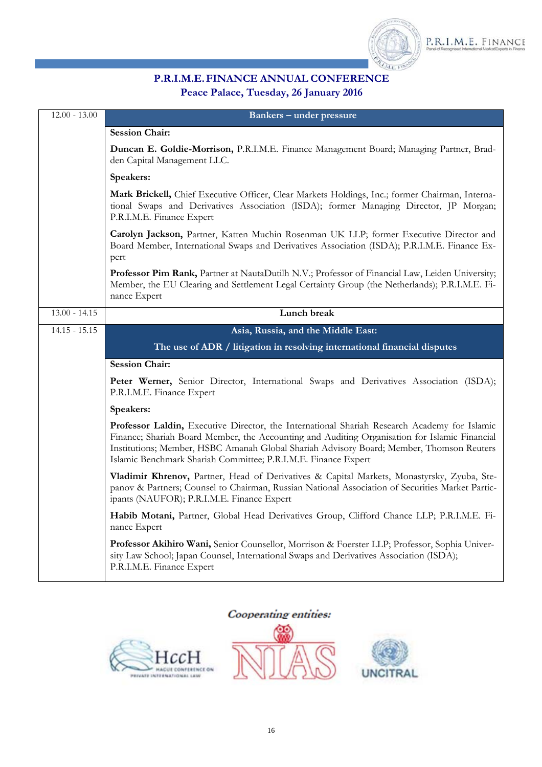## P.R.I.M.E. FINANCE ANNUAL CONFERENCE

### Peace Palace, Tuesday, 26 January 2016

| | |
|---|---|
| 12.00 - 13.00 | **Bankers – under pressure** |
| | **Session Chair:** |
| | **Duncan E. Goldie-Morrison,** P.R.I.M.E. Finance Management Board; Managing Partner, Bradden Capital Management LLC. |
| | **Speakers:** |
| | **Mark Brickell,** Chief Executive Officer, Clear Markets Holdings, Inc.; former Chairman, International Swaps and Derivatives Association (ISDA); former Managing Director, JP Morgan; P.R.I.M.E. Finance Expert |
| | **Carolyn Jackson,** Partner, Katten Muchin Rosenman UK LLP; former Executive Director and Board Member, International Swaps and Derivatives Association (ISDA); P.R.I.M.E. Finance Expert |
| | **Professor Pim Rank,** Partner at NautaDutilh N.V.; Professor of Financial Law, Leiden University; Member, the EU Clearing and Settlement Legal Certainty Group (the Netherlands); P.R.I.M.E. Finance Expert |
| 13.00 - 14.15 | **Lunch break** |
| 14.15 - 15.15 | **Asia, Russia, and the Middle East:** **The use of ADR / litigation in resolving international financial disputes** |
| | **Session Chair:** |
| | **Peter Werner,** Senior Director, International Swaps and Derivatives Association (ISDA); P.R.I.M.E. Finance Expert |
| | **Speakers:** |
| | **Professor Laldin,** Executive Director, the International Shariah Research Academy for Islamic Finance; Shariah Board Member, the Accounting and Auditing Organisation for Islamic Financial Institutions; Member, HSBC Amanah Global Shariah Advisory Board; Member, Thomson Reuters Islamic Benchmark Shariah Committee; P.R.I.M.E. Finance Expert |
| | **Vladimir Khrenov,** Partner, Head of Derivatives & Capital Markets, Monastyrsky, Zyuba, Stepanov & Partners; Counsel to Chairman, Russian National Association of Securities Market Participants (NAUFOR); P.R.I.M.E. Finance Expert |
| | **Habib Motani,** Partner, Global Head Derivatives Group, Clifford Chance LLP; P.R.I.M.E. Finance Expert |
| | **Professor Akihiro Wani,** Senior Counsellor, Morrison & Foerster LLP; Professor, Sophia University Law School; Japan Counsel, International Swaps and Derivatives Association (ISDA); P.R.I.M.E. Finance Expert |

*Cooperating entities:*

HccH – Hague Conference on Private International Law · NIAS · UNCITRAL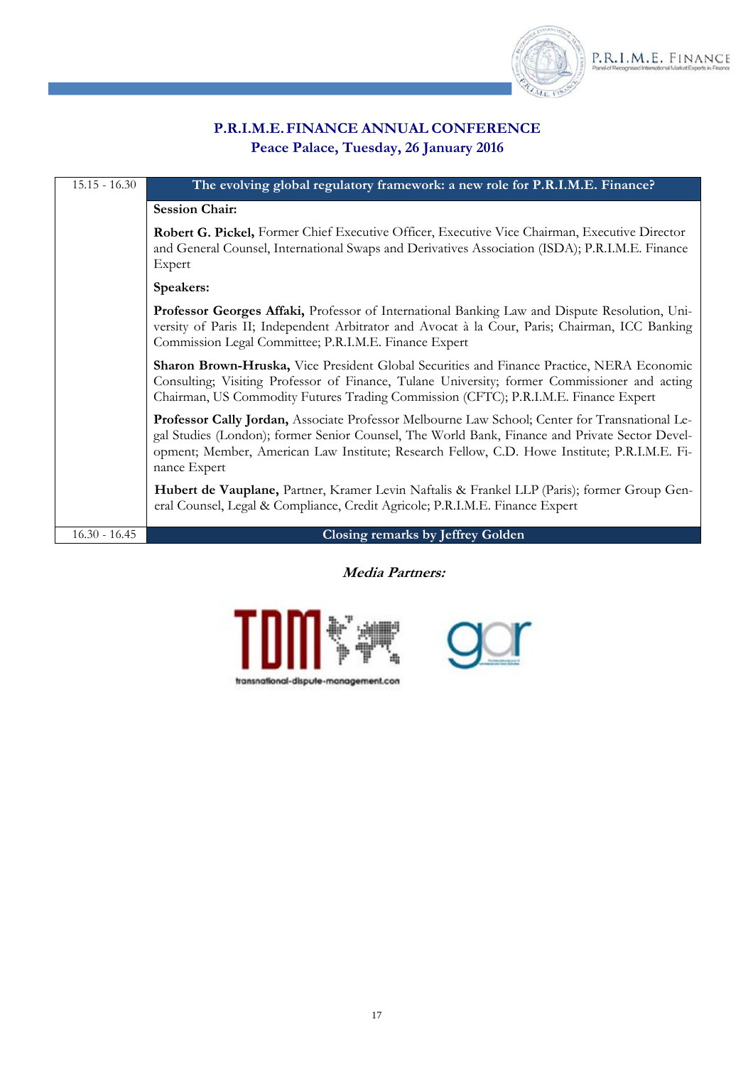**P.R.I.M.E. FINANCE ANNUAL CONFERENCE**
**Peace Palace, Tuesday, 26 January 2016**

| | |
|---|---|
| 15.15 - 16.30 | **The evolving global regulatory framework: a new role for P.R.I.M.E. Finance?** |
| | **Session Chair:** |
| | **Robert G. Pickel,** Former Chief Executive Officer, Executive Vice Chairman, Executive Director and General Counsel, International Swaps and Derivatives Association (ISDA); P.R.I.M.E. Finance Expert |
| | **Speakers:** |
| | **Professor Georges Affaki,** Professor of International Banking Law and Dispute Resolution, University of Paris II; Independent Arbitrator and Avocat à la Cour, Paris; Chairman, ICC Banking Commission Legal Committee; P.R.I.M.E. Finance Expert |
| | **Sharon Brown-Hruska,** Vice President Global Securities and Finance Practice, NERA Economic Consulting; Visiting Professor of Finance, Tulane University; former Commissioner and acting Chairman, US Commodity Futures Trading Commission (CFTC); P.R.I.M.E. Finance Expert |
| | **Professor Cally Jordan,** Associate Professor Melbourne Law School; Center for Transnational Legal Studies (London); former Senior Counsel, The World Bank, Finance and Private Sector Development; Member, American Law Institute; Research Fellow, C.D. Howe Institute; P.R.I.M.E. Finance Expert |
| | **Hubert de Vauplane,** Partner, Kramer Levin Naftalis & Frankel LLP (Paris); former Group General Counsel, Legal & Compliance, Credit Agricole; P.R.I.M.E. Finance Expert |
| 16.30 - 16.45 | **Closing remarks by Jeffrey Golden** |

***Media Partners:***

transnational-dispute-management.com